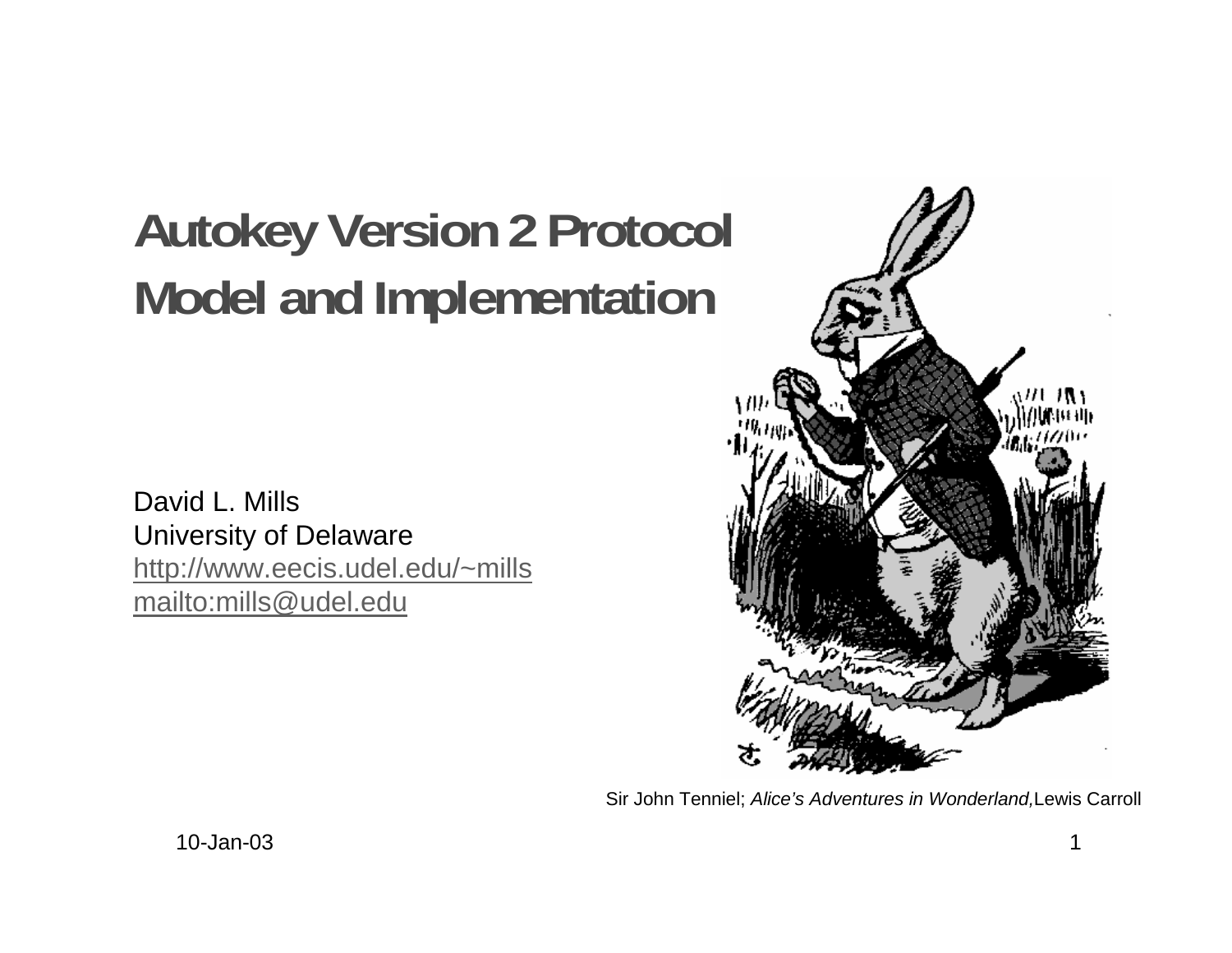# Autokey Version 2 Protocol Model and Implementation

David L. Mills
University of Delaware
http://www.eecis.udel.edu/~mills
mailto:mills@udel.edu

Sir John Tenniel; *Alice's Adventures in Wonderland,* Lewis Carroll

10-Jan-03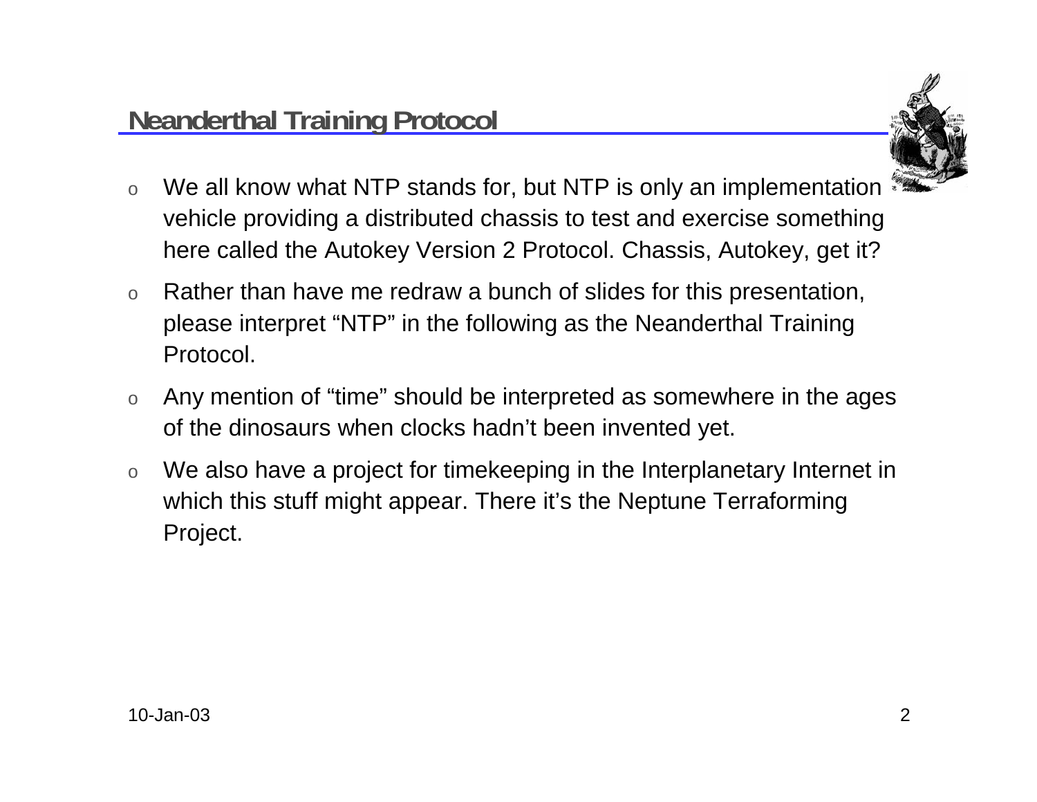## Neanderthal Training Protocol

- We all know what NTP stands for, but NTP is only an implementation vehicle providing a distributed chassis to test and exercise something here called the Autokey Version 2 Protocol. Chassis, Autokey, get it?
- Rather than have me redraw a bunch of slides for this presentation, please interpret “NTP” in the following as the Neanderthal Training Protocol.
- Any mention of “time” should be interpreted as somewhere in the ages of the dinosaurs when clocks hadn’t been invented yet.
- We also have a project for timekeeping in the Interplanetary Internet in which this stuff might appear. There it’s the Neptune Terraforming Project.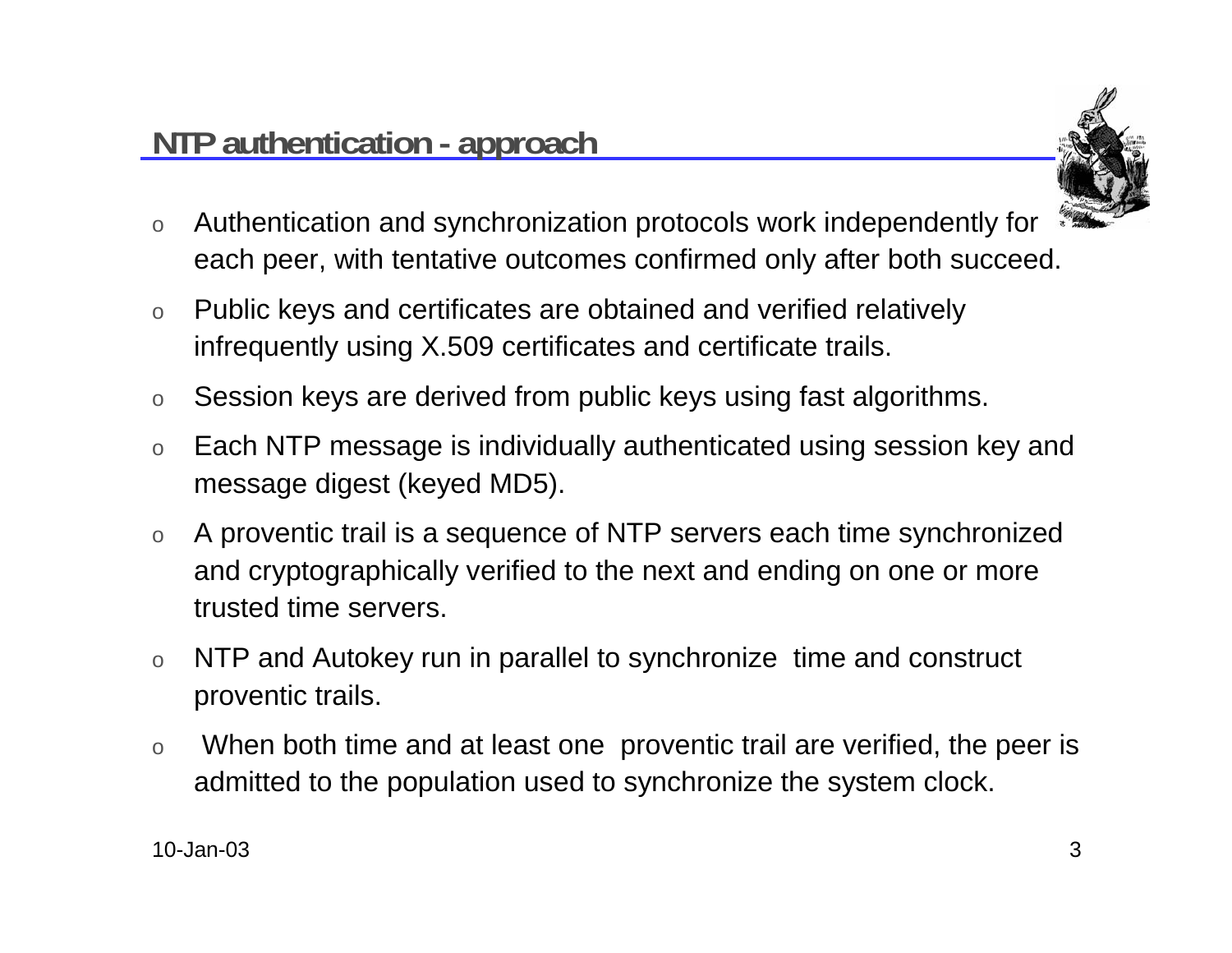## NTP authentication - approach

- Authentication and synchronization protocols work independently for each peer, with tentative outcomes confirmed only after both succeed.
- Public keys and certificates are obtained and verified relatively infrequently using X.509 certificates and certificate trails.
- Session keys are derived from public keys using fast algorithms.
- Each NTP message is individually authenticated using session key and message digest (keyed MD5).
- A proventic trail is a sequence of NTP servers each time synchronized and cryptographically verified to the next and ending on one or more trusted time servers.
- NTP and Autokey run in parallel to synchronize time and construct proventic trails.
- When both time and at least one proventic trail are verified, the peer is admitted to the population used to synchronize the system clock.

10-Jan-03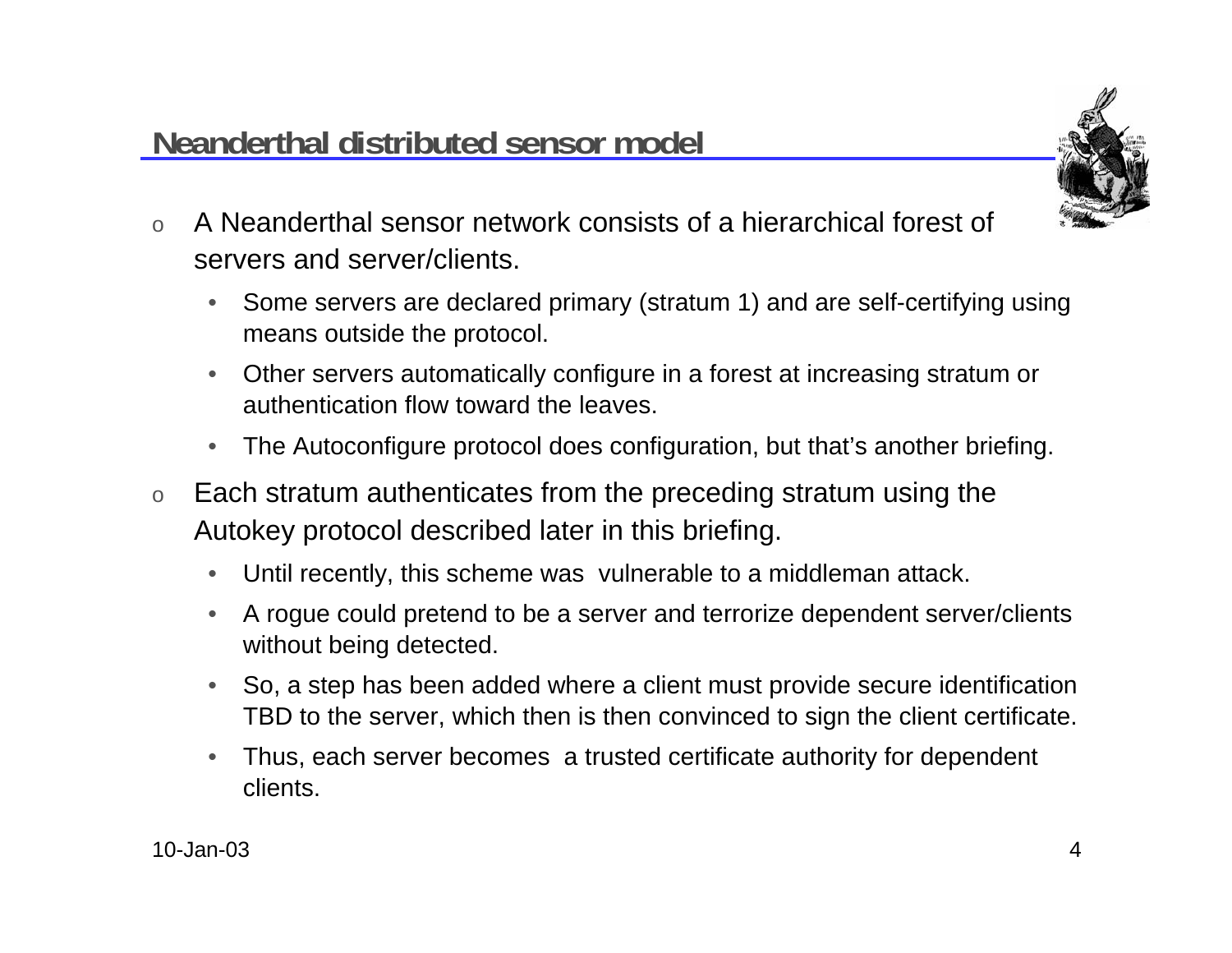## Neanderthal distributed sensor model

- A Neanderthal sensor network consists of a hierarchical forest of servers and server/clients.
  - Some servers are declared primary (stratum 1) and are self-certifying using means outside the protocol.
  - Other servers automatically configure in a forest at increasing stratum or authentication flow toward the leaves.
  - The Autoconfigure protocol does configuration, but that's another briefing.
- Each stratum authenticates from the preceding stratum using the Autokey protocol described later in this briefing.
  - Until recently, this scheme was vulnerable to a middleman attack.
  - A rogue could pretend to be a server and terrorize dependent server/clients without being detected.
  - So, a step has been added where a client must provide secure identification TBD to the server, which then is then convinced to sign the client certificate.
  - Thus, each server becomes a trusted certificate authority for dependent clients.

10-Jan-03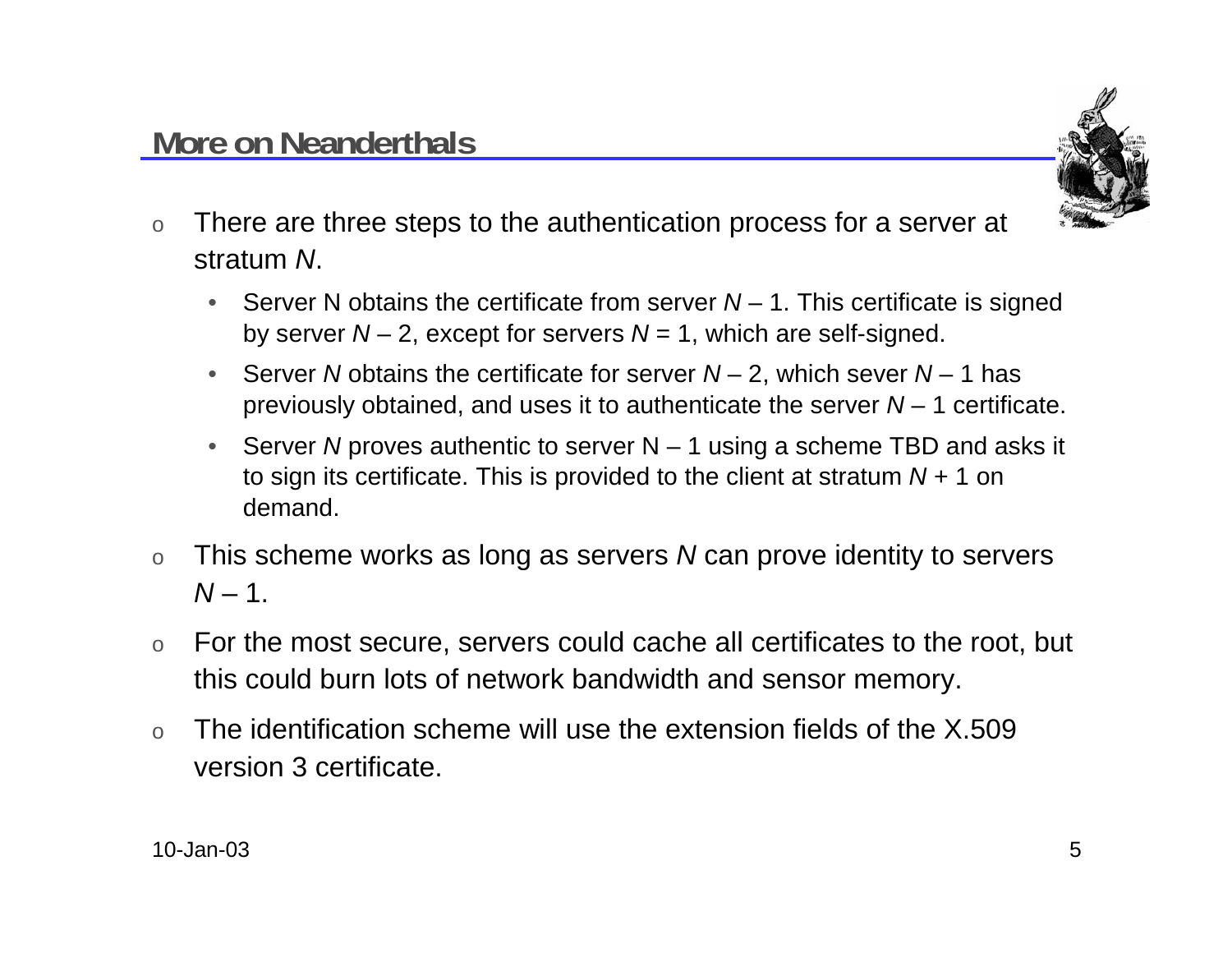## More on Neanderthals

- There are three steps to the authentication process for a server at stratum *N*.
  - Server N obtains the certificate from server $N - 1$. This certificate is signed by server $N - 2$, except for servers $N = 1$, which are self-signed.
  - Server *N* obtains the certificate for server $N - 2$, which sever $N - 1$ has previously obtained, and uses it to authenticate the server $N - 1$ certificate.
  - Server *N* proves authentic to server $N - 1$ using a scheme TBD and asks it to sign its certificate. This is provided to the client at stratum $N + 1$ on demand.
- This scheme works as long as servers *N* can prove identity to servers $N - 1$.
- For the most secure, servers could cache all certificates to the root, but this could burn lots of network bandwidth and sensor memory.
- The identification scheme will use the extension fields of the X.509 version 3 certificate.

10-Jan-03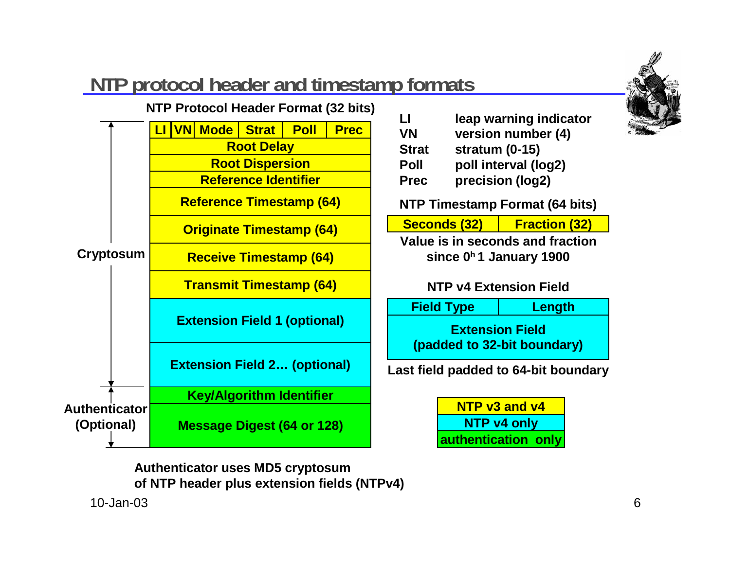# NTP protocol header and timestamp formats

**NTP Protocol Header Format (32 bits)**

| LI | VN | Mode | Strat | Poll | Prec |
|---|---|---|---|---|---|
| Root Delay | | | | | |
| Root Dispersion | | | | | |
| Reference Identifier | | | | | |
| Reference Timestamp (64) | | | | | |
| Originate Timestamp (64) | | | | | |
| Receive Timestamp (64) | | | | | |
| Transmit Timestamp (64) | | | | | |
| Extension Field 1 (optional) | | | | | |
| Extension Field 2… (optional) | | | | | |
| Key/Algorithm Identifier | | | | | |
| Message Digest (64 or 128) | | | | | |

Cryptosum: from LI/VN/Mode/Strat/Poll/Prec through Extension Field 2… (optional)

Authenticator (Optional): Key/Algorithm Identifier and Message Digest (64 or 128)

| Field | Description |
|---|---|
| LI | leap warning indicator |
| VN | version number (4) |
| Strat | stratum (0-15) |
| Poll | poll interval (log2) |
| Prec | precision (log2) |

**NTP Timestamp Format (64 bits)**

| Seconds (32) | Fraction (32) |
|---|---|

Value is in seconds and fraction since $0^h$ 1 January 1900

**NTP v4 Extension Field**

| Field Type | Length |
|---|---|
| Extension Field (padded to 32-bit boundary) | |

Last field padded to 64-bit boundary

| Legend |
|---|
| NTP v3 and v4 |
| NTP v4 only |
| authentication only |

Authenticator uses MD5 cryptosum of NTP header plus extension fields (NTPv4)

10-Jan-03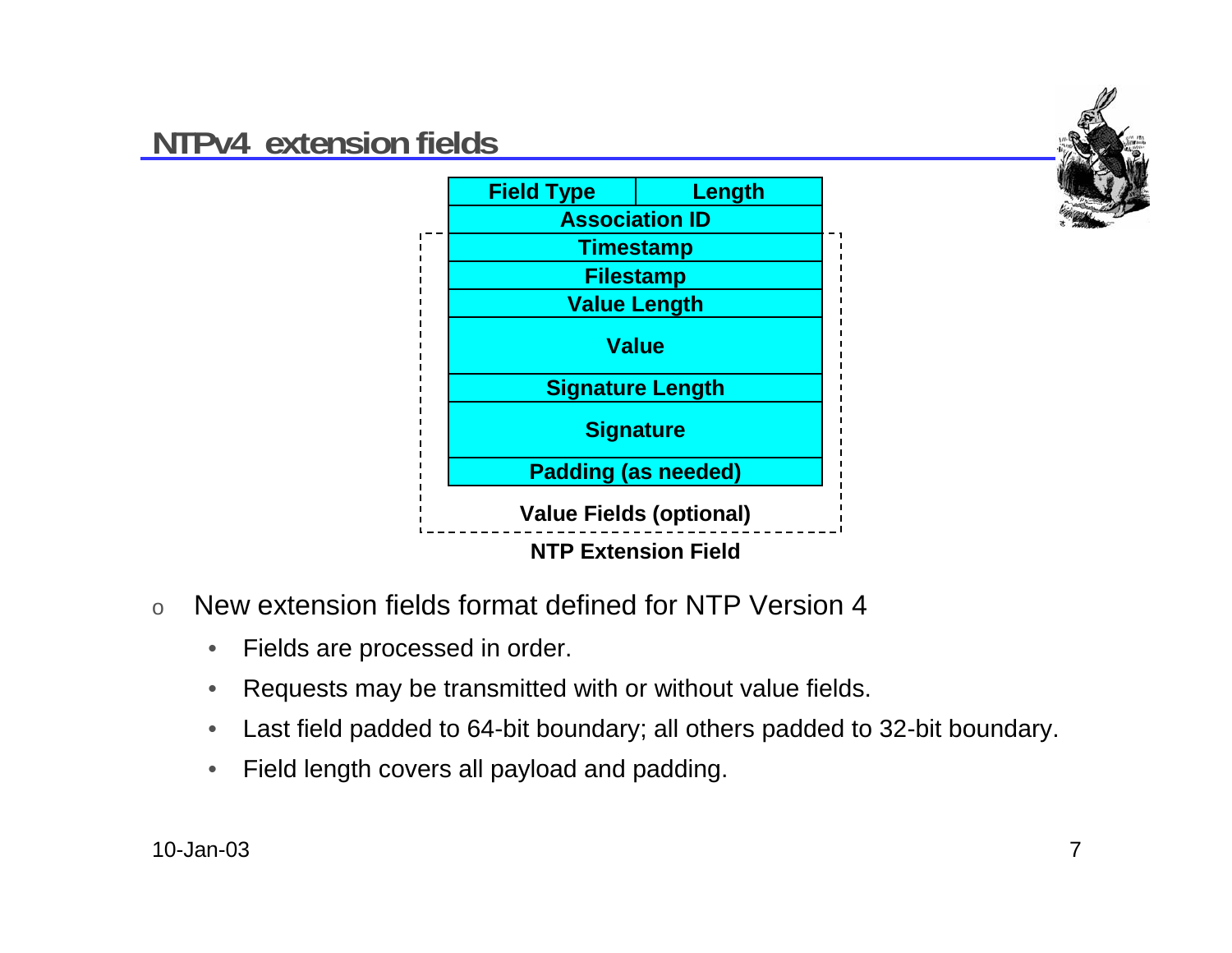## NTPv4 extension fields

| Field Type | Length |
|---|---|
| Association ID | |
| Timestamp | |
| Filestamp | |
| Value Length | |
| Value | |
| Signature Length | |
| Signature | |
| Padding (as needed) | |

Value Fields (optional)

NTP Extension Field

- New extension fields format defined for NTP Version 4
  - Fields are processed in order.
  - Requests may be transmitted with or without value fields.
  - Last field padded to 64-bit boundary; all others padded to 32-bit boundary.
  - Field length covers all payload and padding.

10-Jan-03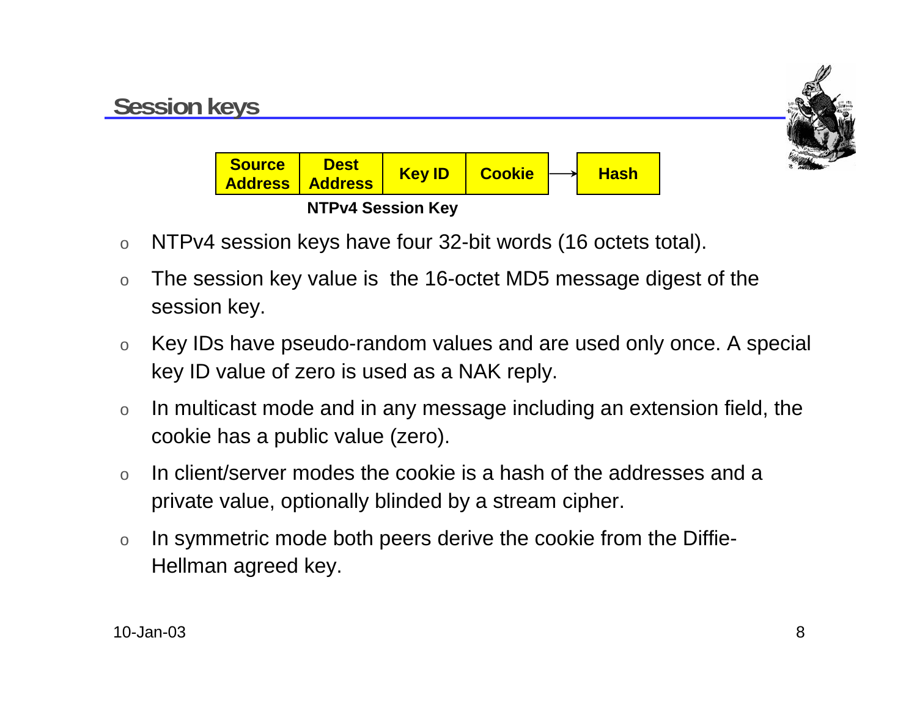## Session keys

| Source Address | Dest Address | Key ID | Cookie | → | Hash |
|---|---|---|---|---|---|

**NTPv4 Session Key**

- NTPv4 session keys have four 32-bit words (16 octets total).
- The session key value is the 16-octet MD5 message digest of the session key.
- Key IDs have pseudo-random values and are used only once. A special key ID value of zero is used as a NAK reply.
- In multicast mode and in any message including an extension field, the cookie has a public value (zero).
- In client/server modes the cookie is a hash of the addresses and a private value, optionally blinded by a stream cipher.
- In symmetric mode both peers derive the cookie from the Diffie-Hellman agreed key.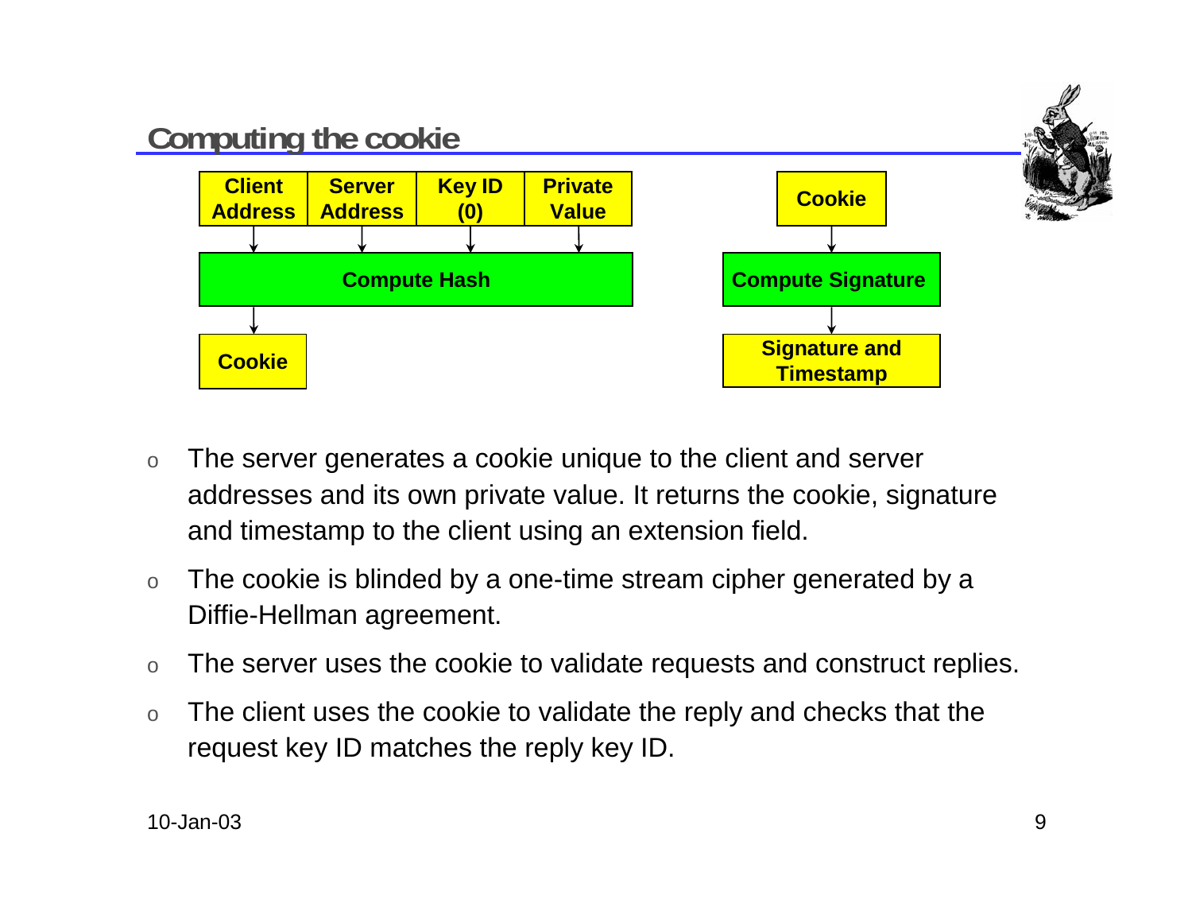## Computing the cookie

Client Address | Server Address | Key ID (0) | Private Value → Compute Hash → Cookie

Cookie → Compute Signature → Signature and Timestamp

- The server generates a cookie unique to the client and server addresses and its own private value. It returns the cookie, signature and timestamp to the client using an extension field.
- The cookie is blinded by a one-time stream cipher generated by a Diffie-Hellman agreement.
- The server uses the cookie to validate requests and construct replies.
- The client uses the cookie to validate the reply and checks that the request key ID matches the reply key ID.

10-Jan-03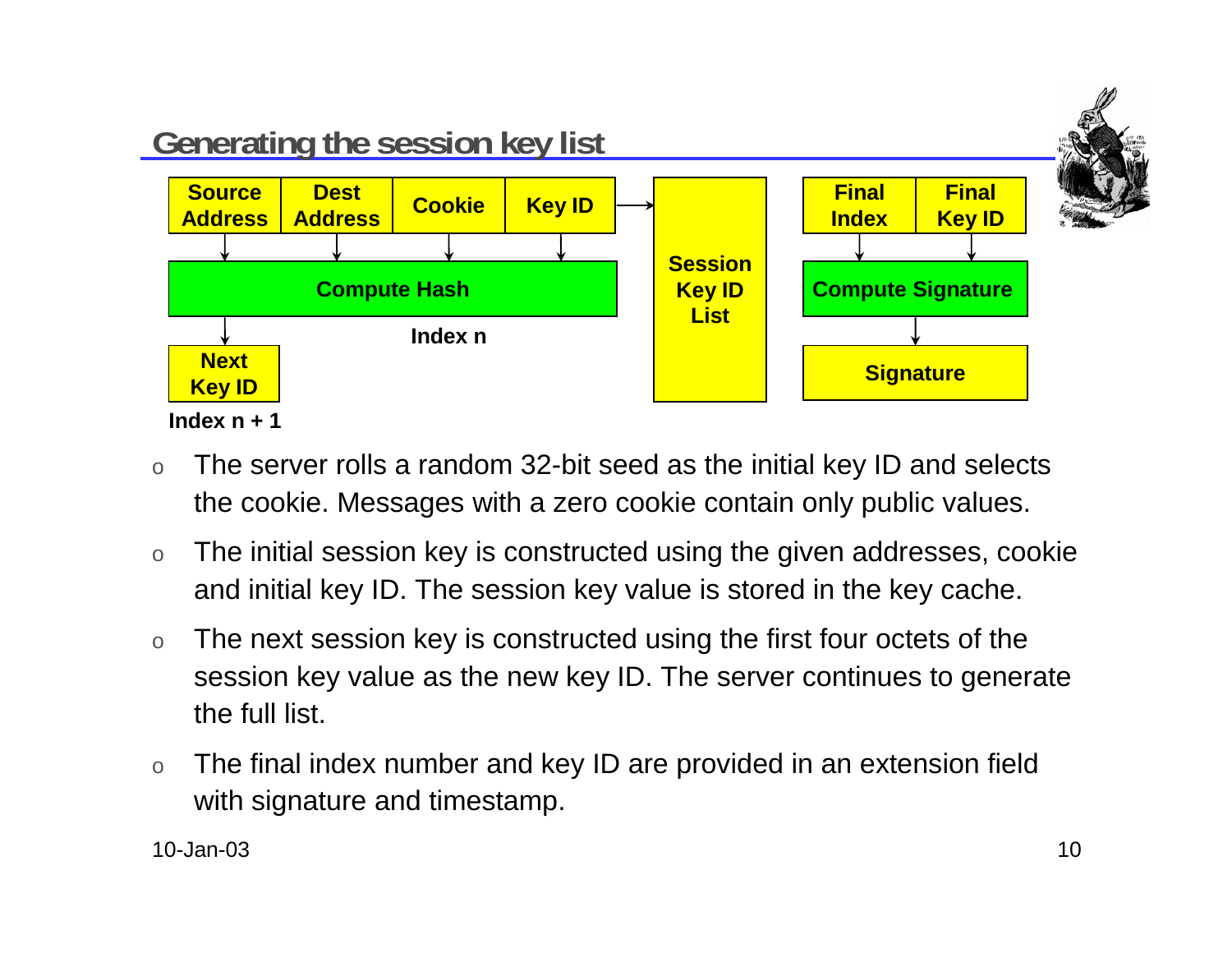## Generating the session key list

Source Address | Dest Address | Cookie | Key ID → Compute Hash → Next Key ID

Index n

Index n + 1

Session Key ID List

Final Index | Final Key ID → Compute Signature → Signature

- The server rolls a random 32-bit seed as the initial key ID and selects the cookie. Messages with a zero cookie contain only public values.
- The initial session key is constructed using the given addresses, cookie and initial key ID. The session key value is stored in the key cache.
- The next session key is constructed using the first four octets of the session key value as the new key ID. The server continues to generate the full list.
- The final index number and key ID are provided in an extension field with signature and timestamp.

10-Jan-03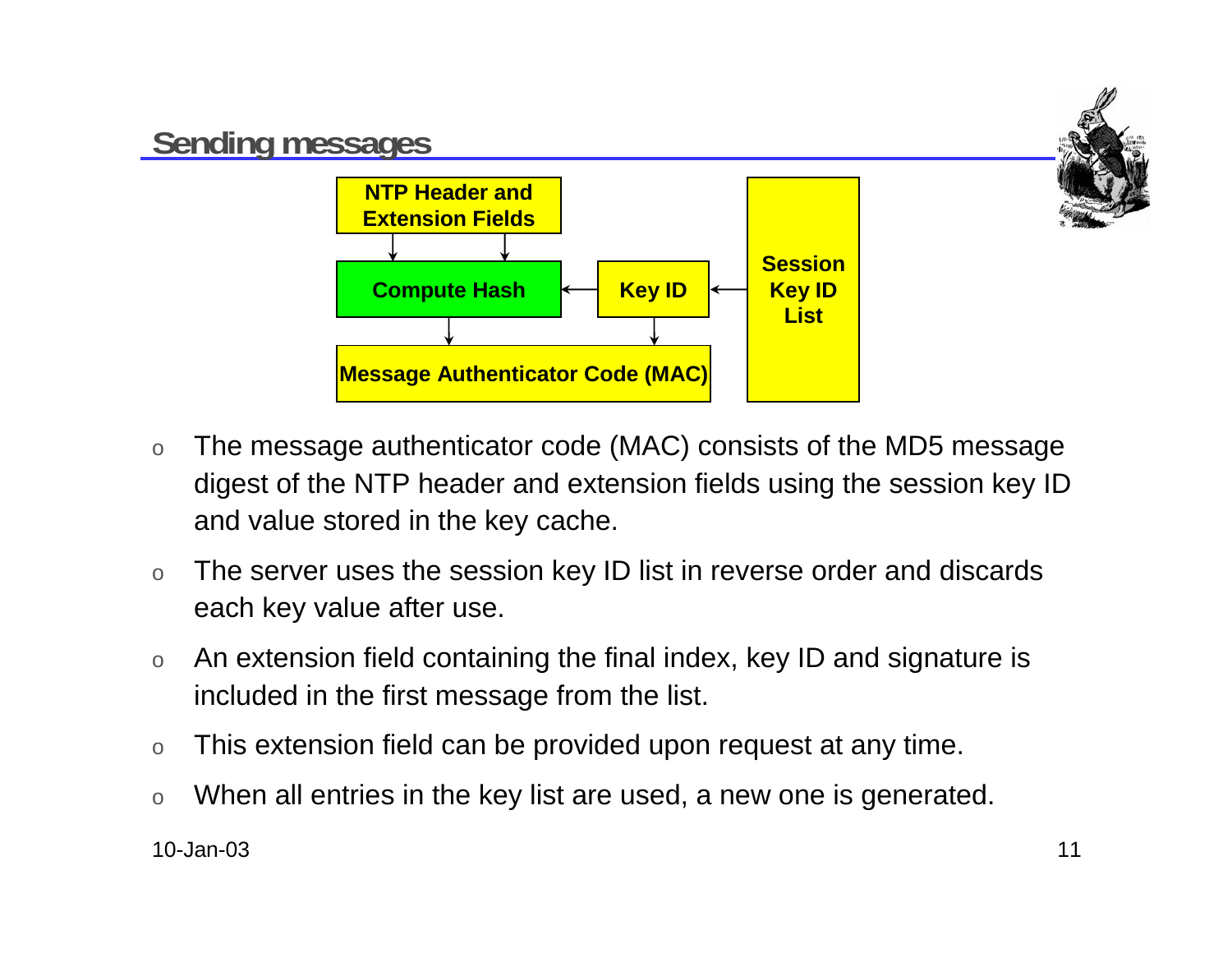## Sending messages

NTP Header and Extension Fields

Compute Hash

Key ID

Session Key ID List

Message Authenticator Code (MAC)

- The message authenticator code (MAC) consists of the MD5 message digest of the NTP header and extension fields using the session key ID and value stored in the key cache.
- The server uses the session key ID list in reverse order and discards each key value after use.
- An extension field containing the final index, key ID and signature is included in the first message from the list.
- This extension field can be provided upon request at any time.
- When all entries in the key list are used, a new one is generated.

10-Jan-03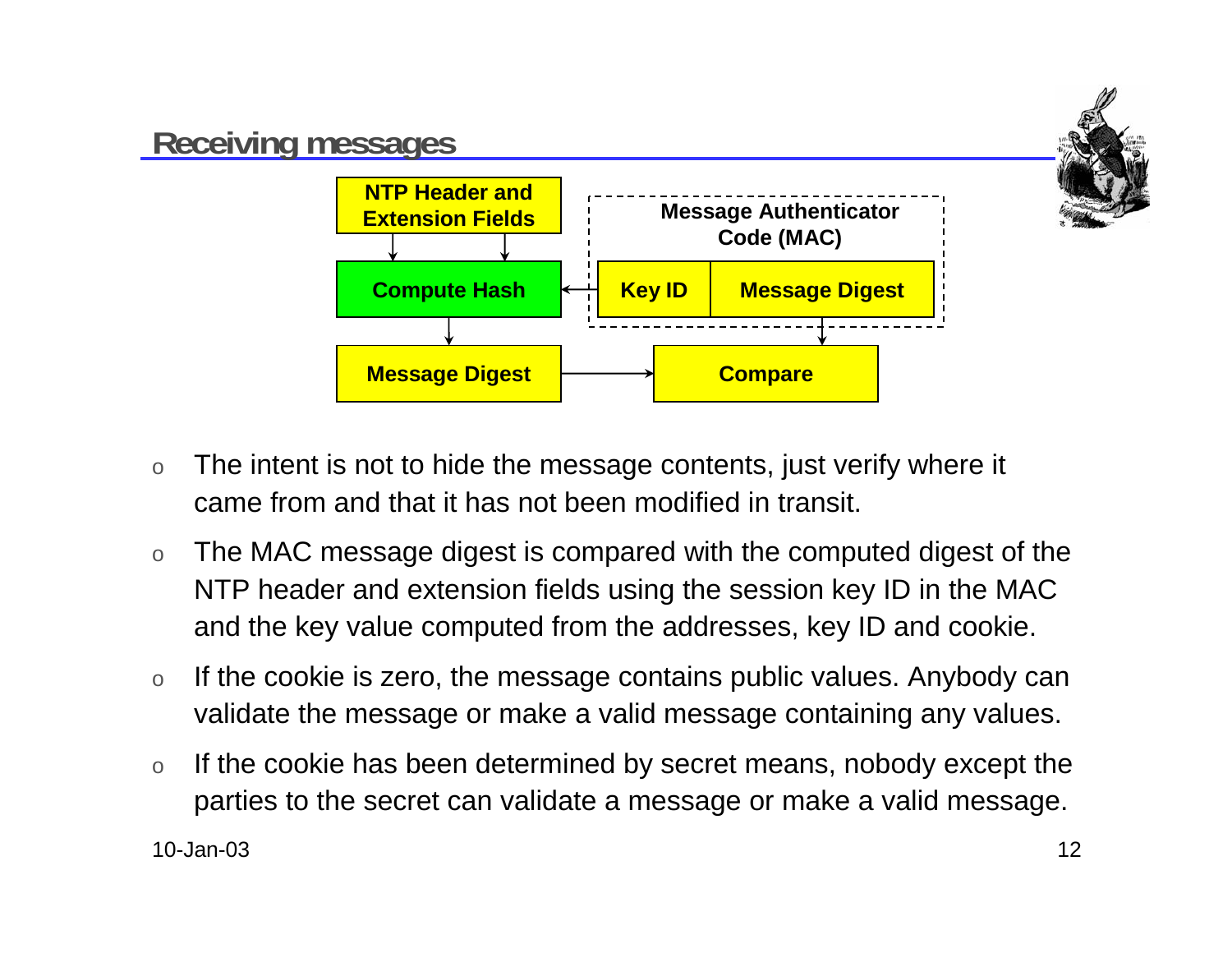## Receiving messages

- The intent is not to hide the message contents, just verify where it came from and that it has not been modified in transit.
- The MAC message digest is compared with the computed digest of the NTP header and extension fields using the session key ID in the MAC and the key value computed from the addresses, key ID and cookie.
- If the cookie is zero, the message contains public values. Anybody can validate the message or make a valid message containing any values.
- If the cookie has been determined by secret means, nobody except the parties to the secret can validate a message or make a valid message.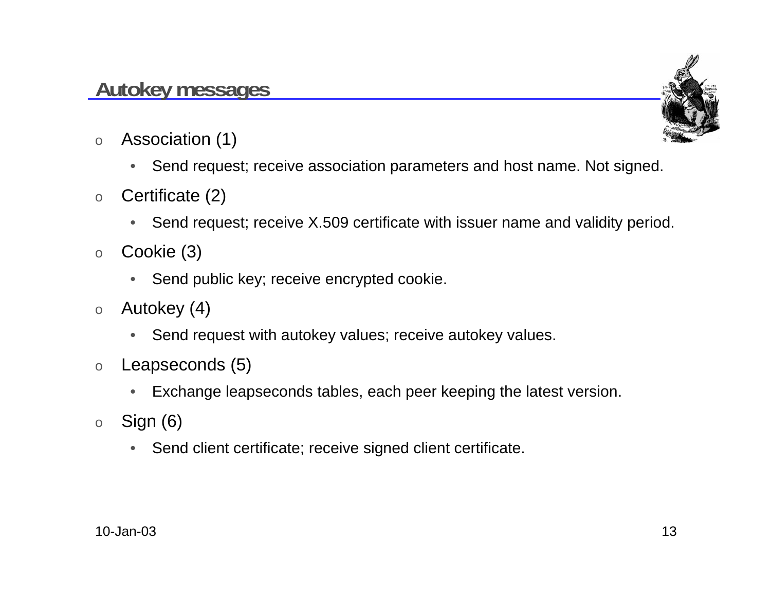## Autokey messages

- Association (1)
  - Send request; receive association parameters and host name. Not signed.
- Certificate (2)
  - Send request; receive X.509 certificate with issuer name and validity period.
- Cookie (3)
  - Send public key; receive encrypted cookie.
- Autokey (4)
  - Send request with autokey values; receive autokey values.
- Leapseconds (5)
  - Exchange leapseconds tables, each peer keeping the latest version.
- Sign (6)
  - Send client certificate; receive signed client certificate.

10-Jan-03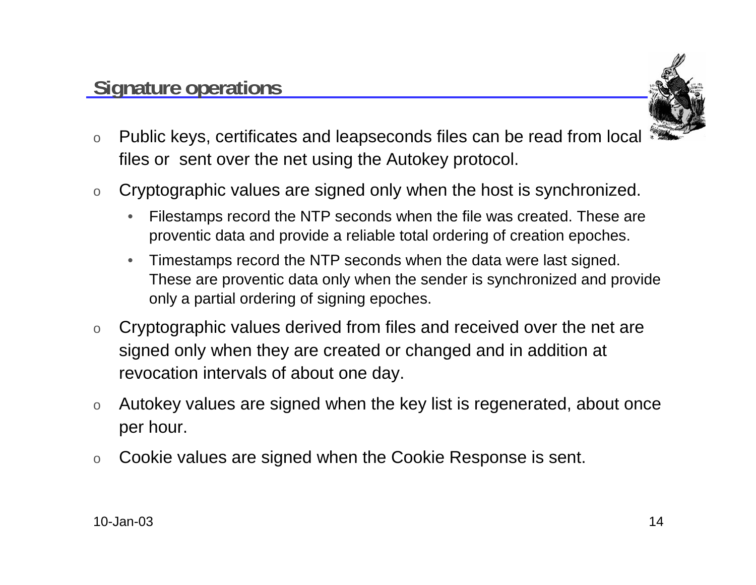## Signature operations

- Public keys, certificates and leapseconds files can be read from local files or sent over the net using the Autokey protocol.
- Cryptographic values are signed only when the host is synchronized.
  - Filestamps record the NTP seconds when the file was created. These are proventic data and provide a reliable total ordering of creation epoches.
  - Timestamps record the NTP seconds when the data were last signed. These are proventic data only when the sender is synchronized and provide only a partial ordering of signing epoches.
- Cryptographic values derived from files and received over the net are signed only when they are created or changed and in addition at revocation intervals of about one day.
- Autokey values are signed when the key list is regenerated, about once per hour.
- Cookie values are signed when the Cookie Response is sent.

10-Jan-03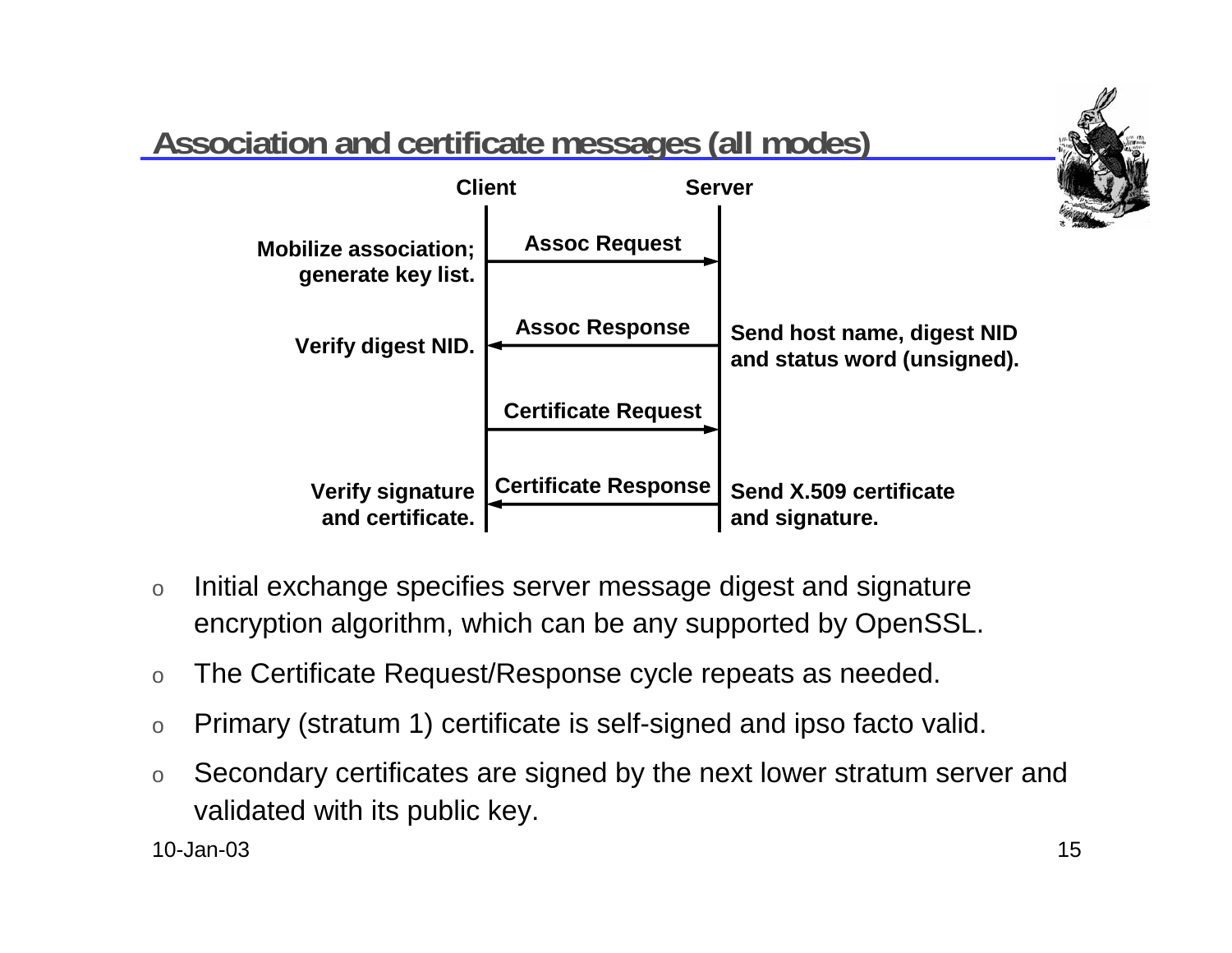## Association and certificate messages (all modes)

| Client action | Message | Direction | Server action |
|---|---|---|---|
| Mobilize association; generate key list. | Assoc Request | Client → Server | |
| Verify digest NID. | Assoc Response | Server → Client | Send host name, digest NID and status word (unsigned). |
| | Certificate Request | Client → Server | |
| Verify signature and certificate. | Certificate Response | Server → Client | Send X.509 certificate and signature. |

- Initial exchange specifies server message digest and signature encryption algorithm, which can be any supported by OpenSSL.
- The Certificate Request/Response cycle repeats as needed.
- Primary (stratum 1) certificate is self-signed and ipso facto valid.
- Secondary certificates are signed by the next lower stratum server and validated with its public key.

10-Jan-03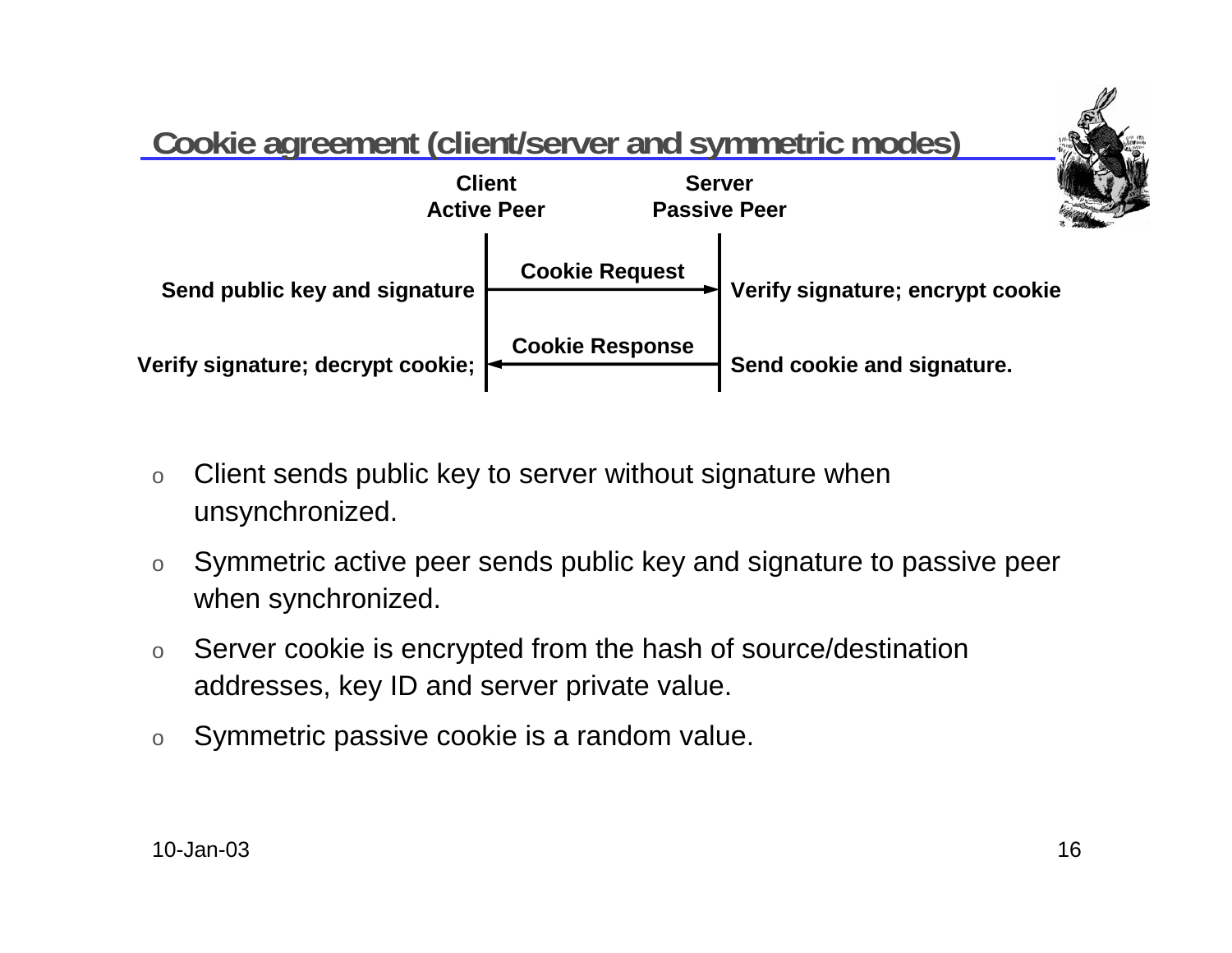## Cookie agreement (client/server and symmetric modes)

| Client Active Peer | | Server Passive Peer |
|---|---|---|
| Send public key and signature | Cookie Request → | Verify signature; encrypt cookie |
| Verify signature; decrypt cookie; | ← Cookie Response | Send cookie and signature. |

- Client sends public key to server without signature when unsynchronized.
- Symmetric active peer sends public key and signature to passive peer when synchronized.
- Server cookie is encrypted from the hash of source/destination addresses, key ID and server private value.
- Symmetric passive cookie is a random value.

10-Jan-03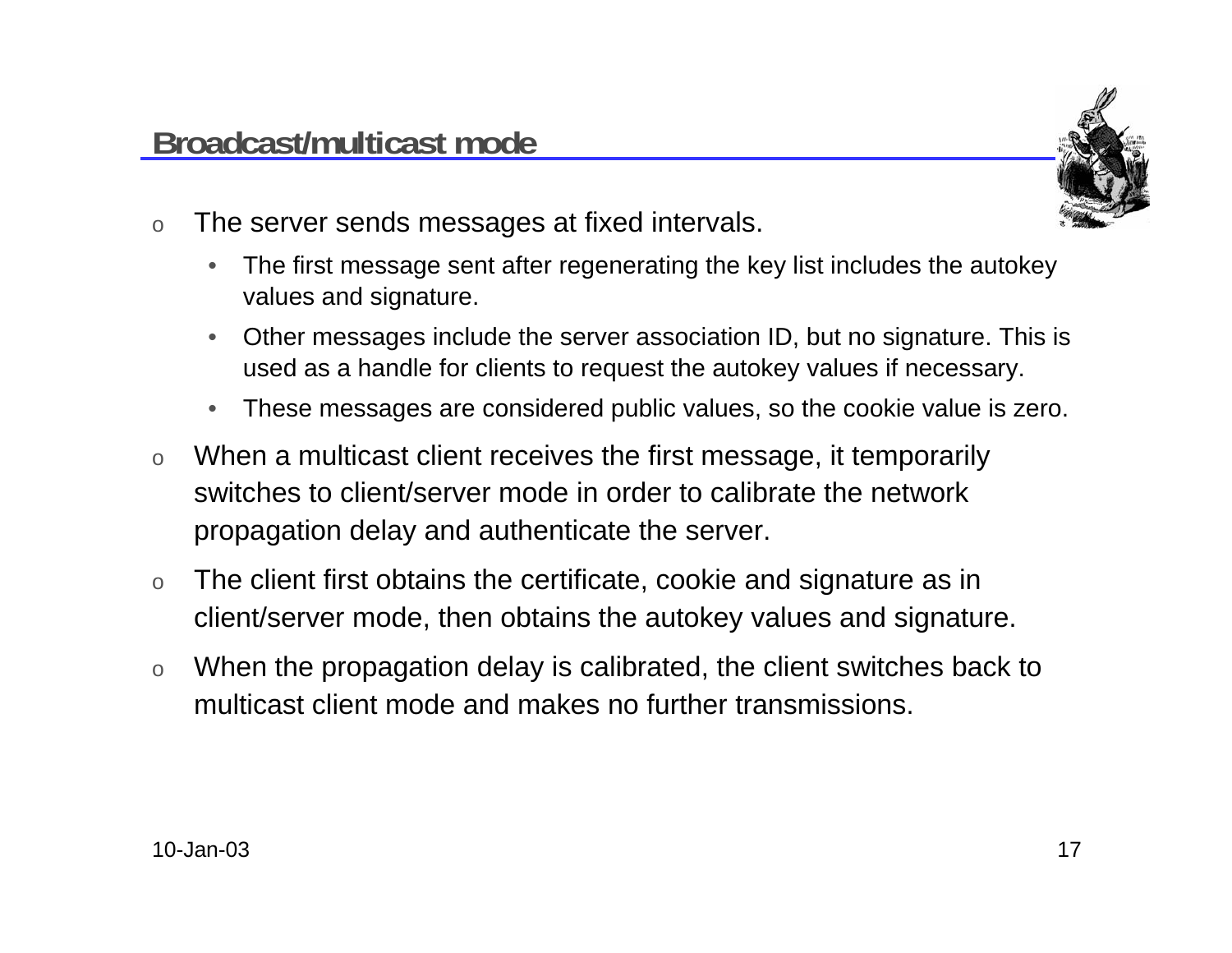## Broadcast/multicast mode

- The server sends messages at fixed intervals.
  - The first message sent after regenerating the key list includes the autokey values and signature.
  - Other messages include the server association ID, but no signature. This is used as a handle for clients to request the autokey values if necessary.
  - These messages are considered public values, so the cookie value is zero.
- When a multicast client receives the first message, it temporarily switches to client/server mode in order to calibrate the network propagation delay and authenticate the server.
- The client first obtains the certificate, cookie and signature as in client/server mode, then obtains the autokey values and signature.
- When the propagation delay is calibrated, the client switches back to multicast client mode and makes no further transmissions.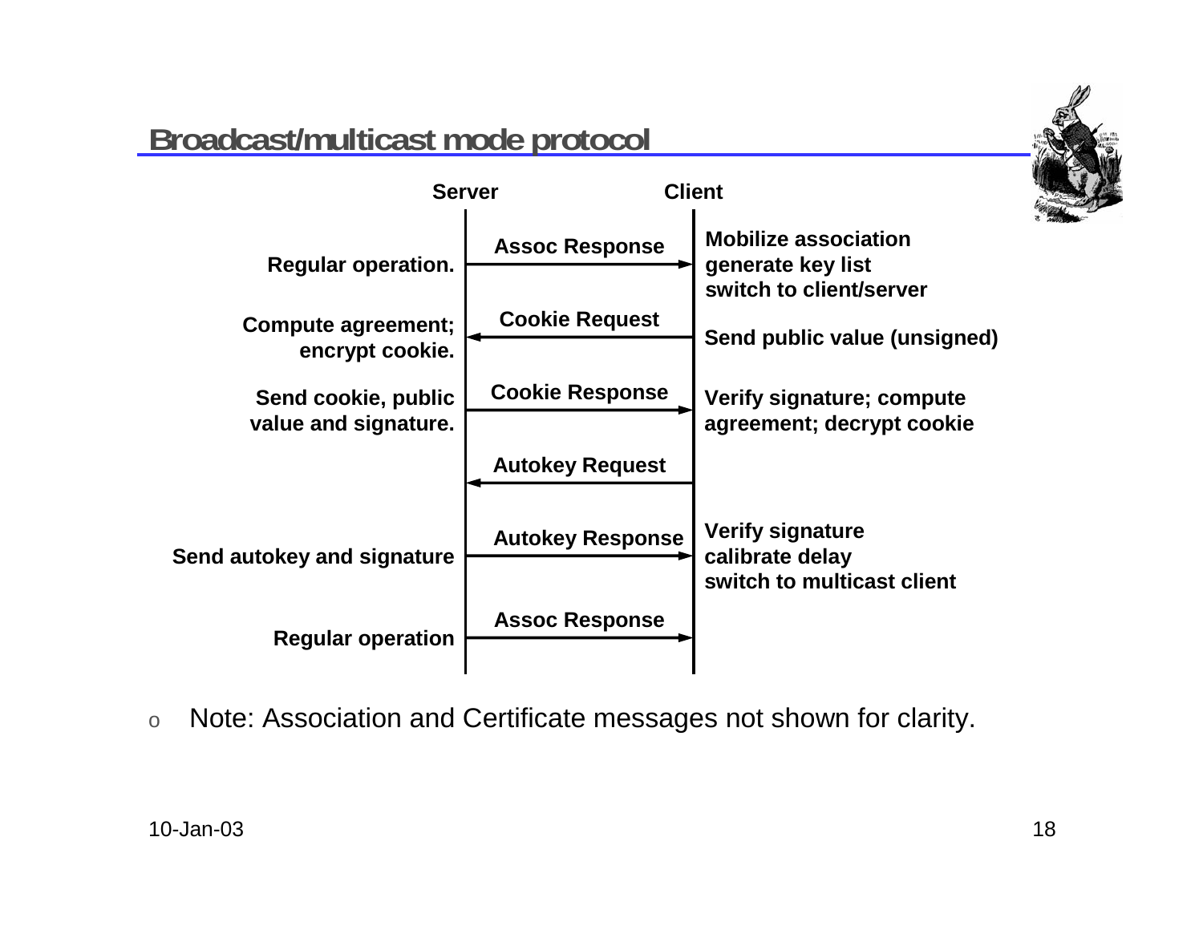## Broadcast/multicast mode protocol

| Server action | Message | Direction | Client action |
|---|---|---|---|
| Regular operation. | Assoc Response | Server → Client | Mobilize association generate key list switch to client/server |
| Compute agreement; encrypt cookie. | Cookie Request | Client → Server | Send public value (unsigned) |
| Send cookie, public value and signature. | Cookie Response | Server → Client | Verify signature; compute agreement; decrypt cookie |
| | Autokey Request | Client → Server | |
| Send autokey and signature | Autokey Response | Server → Client | Verify signature calibrate delay switch to multicast client |
| Regular operation | Assoc Response | Server → Client | |

- Note: Association and Certificate messages not shown for clarity.

10-Jan-03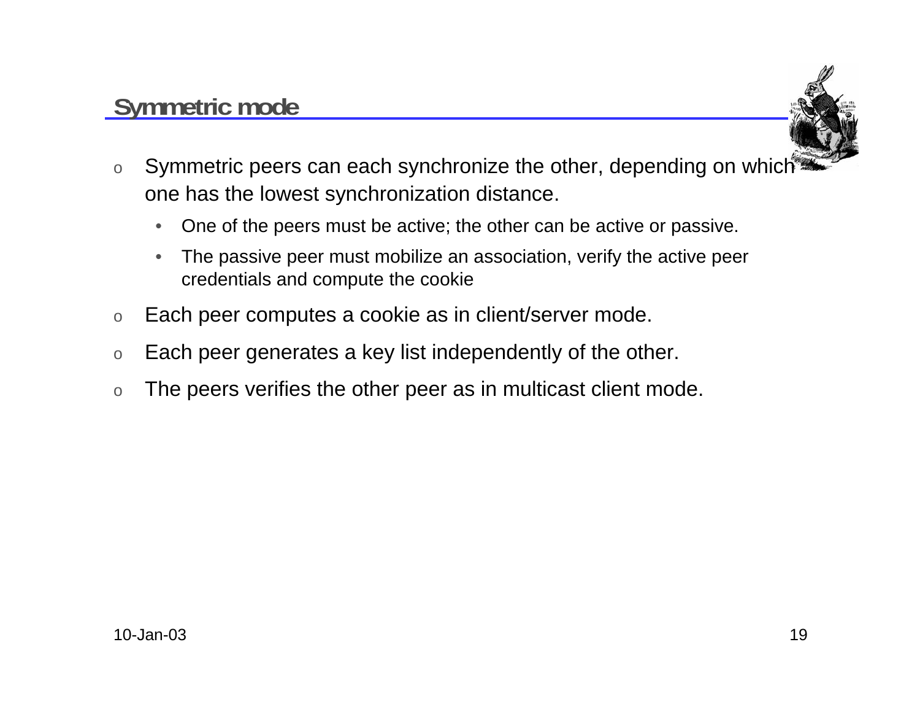## Symmetric mode

- Symmetric peers can each synchronize the other, depending on which one has the lowest synchronization distance.
  - One of the peers must be active; the other can be active or passive.
  - The passive peer must mobilize an association, verify the active peer credentials and compute the cookie
- Each peer computes a cookie as in client/server mode.
- Each peer generates a key list independently of the other.
- The peers verifies the other peer as in multicast client mode.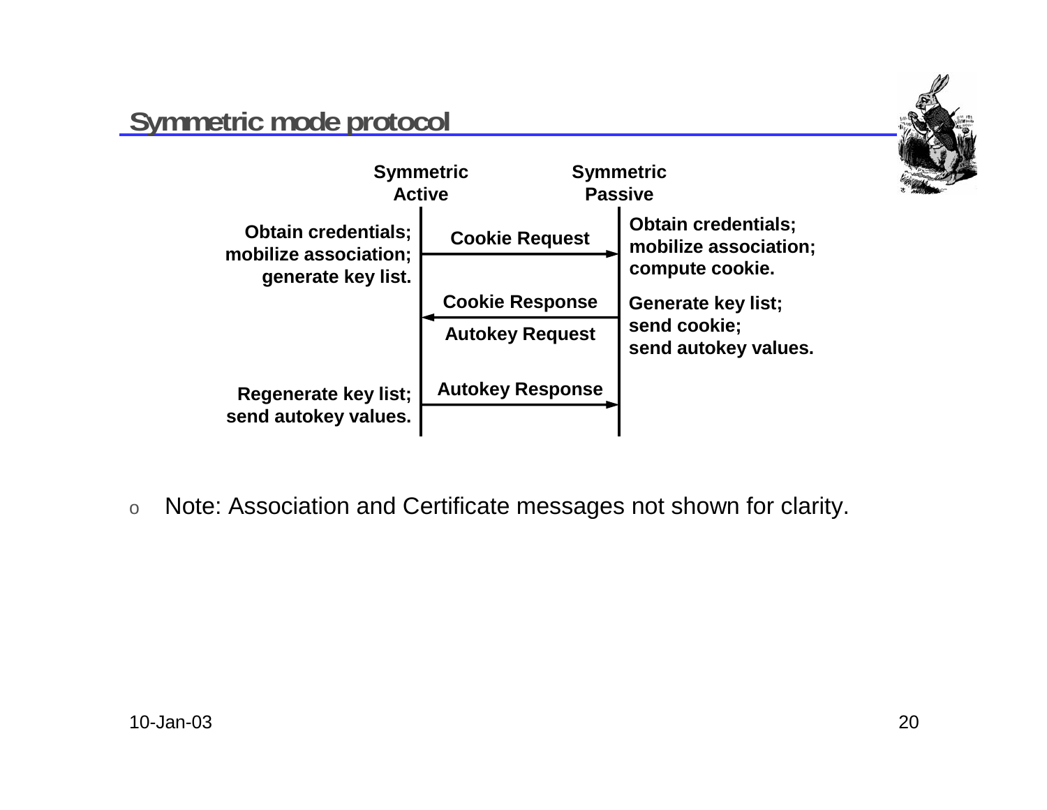## Symmetric mode protocol

| Symmetric Active | Message | Symmetric Passive |
|---|---|---|
| Obtain credentials; mobilize association; generate key list. | Cookie Request → | Obtain credentials; mobilize association; compute cookie. |
| | ← Cookie Response / Autokey Request | Generate key list; send cookie; send autokey values. |
| Regenerate key list; send autokey values. | Autokey Response → | |

- Note: Association and Certificate messages not shown for clarity.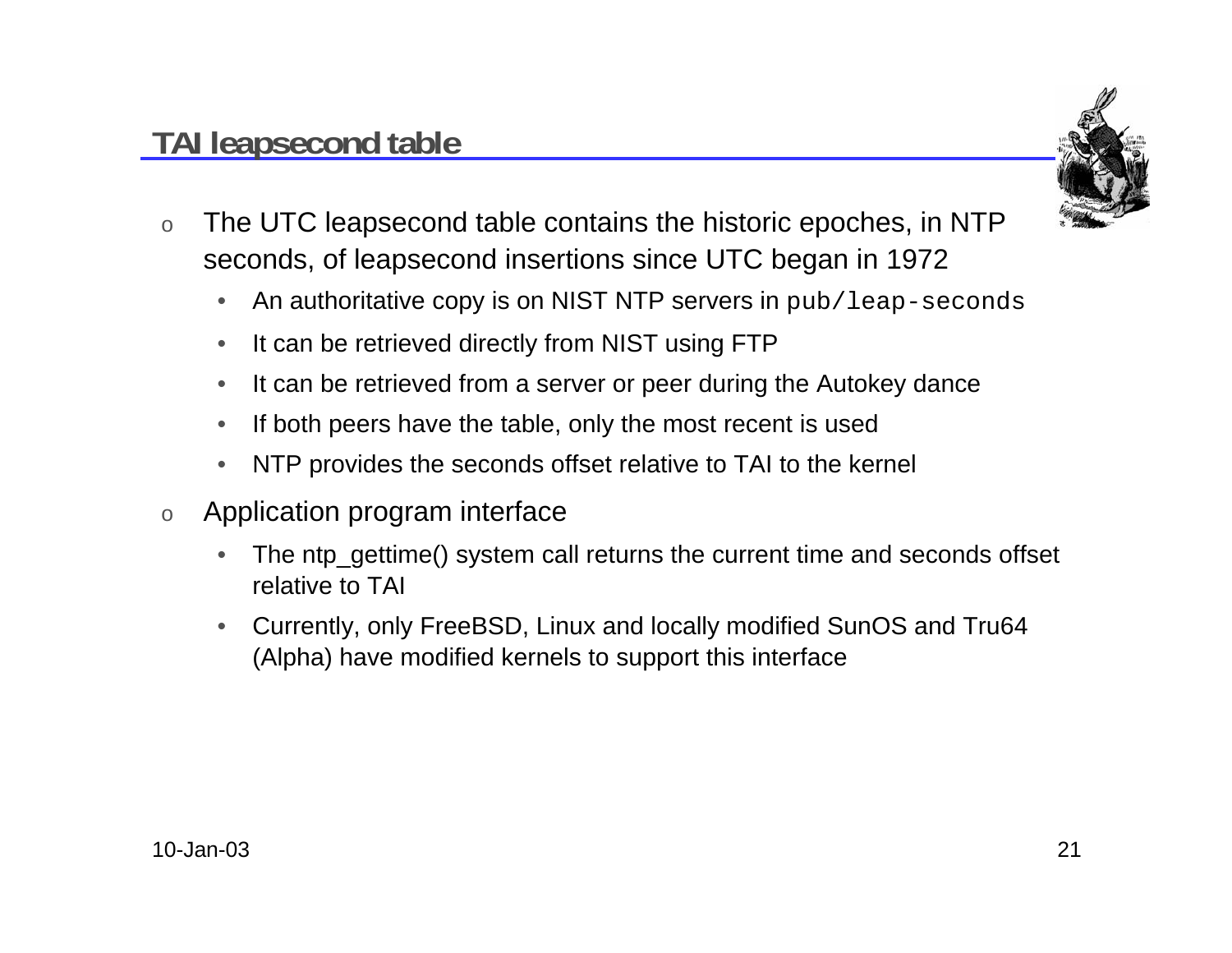## TAI leapsecond table

- The UTC leapsecond table contains the historic epoches, in NTP seconds, of leapsecond insertions since UTC began in 1972
  - An authoritative copy is on NIST NTP servers in `pub/leap-seconds`
  - It can be retrieved directly from NIST using FTP
  - It can be retrieved from a server or peer during the Autokey dance
  - If both peers have the table, only the most recent is used
  - NTP provides the seconds offset relative to TAI to the kernel
- Application program interface
  - The ntp_gettime() system call returns the current time and seconds offset relative to TAI
  - Currently, only FreeBSD, Linux and locally modified SunOS and Tru64 (Alpha) have modified kernels to support this interface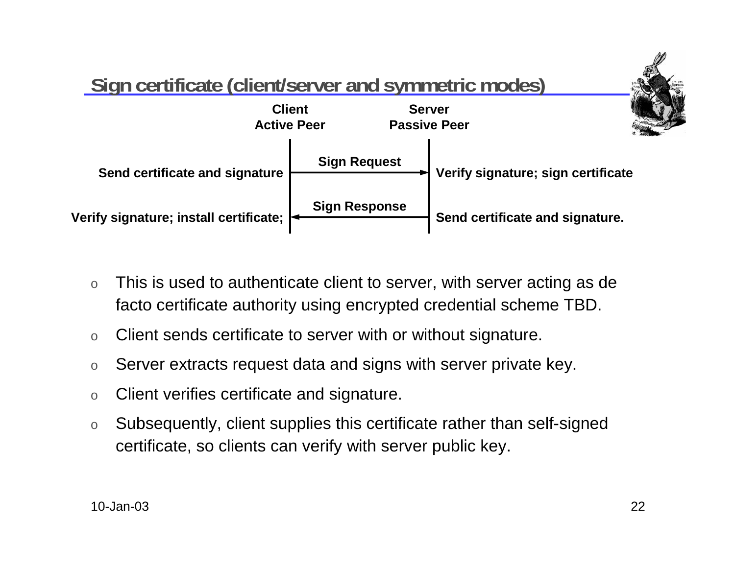## Sign certificate (client/server and symmetric modes)

| Client Active Peer | | Server Passive Peer | |
|---|---|---|---|
| Send certificate and signature | Sign Request → | Verify signature; sign certificate | |
| Verify signature; install certificate; | ← Sign Response | Send certificate and signature. | |

- This is used to authenticate client to server, with server acting as de facto certificate authority using encrypted credential scheme TBD.
- Client sends certificate to server with or without signature.
- Server extracts request data and signs with server private key.
- Client verifies certificate and signature.
- Subsequently, client supplies this certificate rather than self-signed certificate, so clients can verify with server public key.

10-Jan-03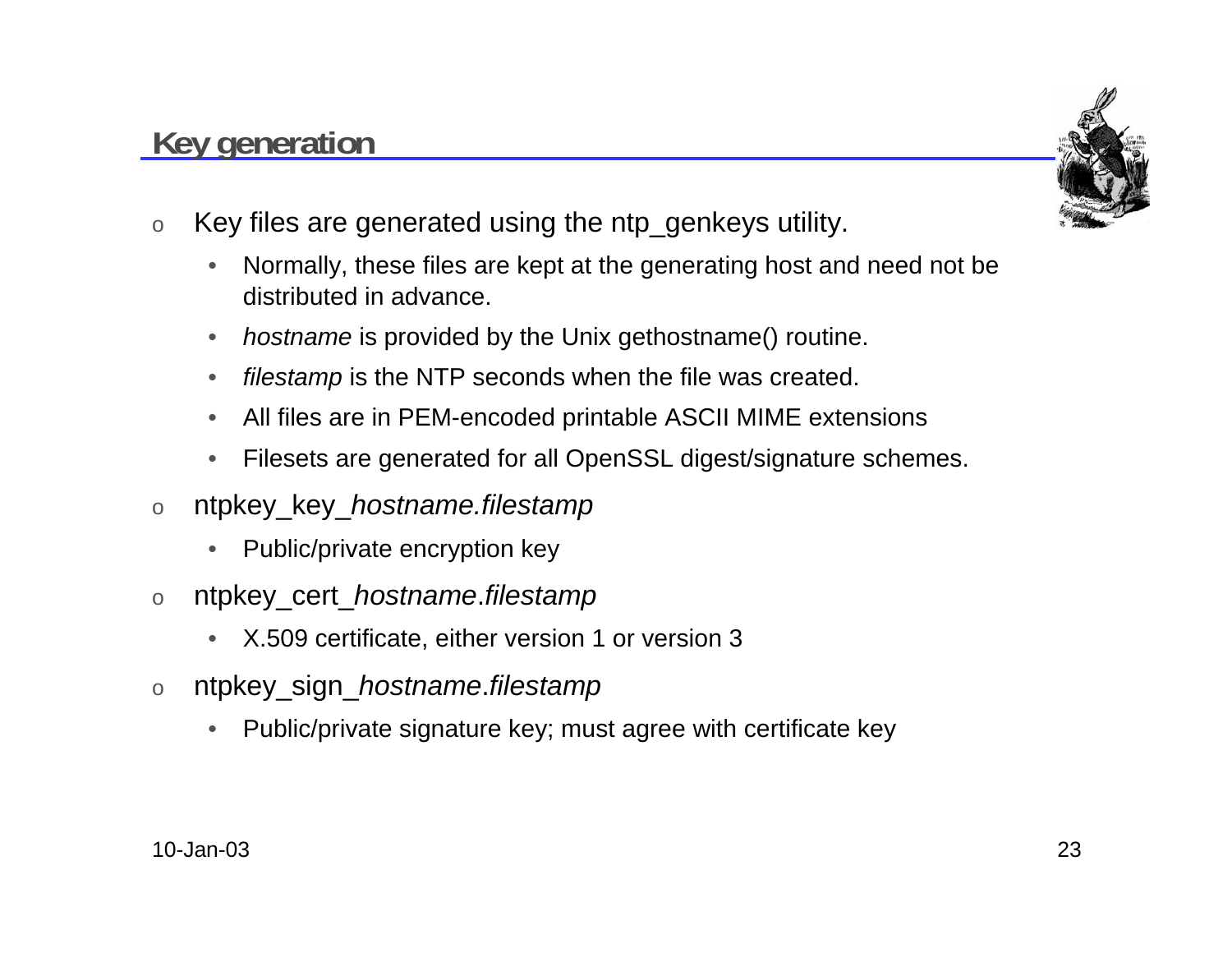## Key generation

- Key files are generated using the ntp_genkeys utility.
  - Normally, these files are kept at the generating host and need not be distributed in advance.
  - *hostname* is provided by the Unix gethostname() routine.
  - *filestamp* is the NTP seconds when the file was created.
  - All files are in PEM-encoded printable ASCII MIME extensions
  - Filesets are generated for all OpenSSL digest/signature schemes.
- ntpkey_key_*hostname.filestamp*
  - Public/private encryption key
- ntpkey_cert_*hostname*.*filestamp*
  - X.509 certificate, either version 1 or version 3
- ntpkey_sign_*hostname*.*filestamp*
  - Public/private signature key; must agree with certificate key

10-Jan-03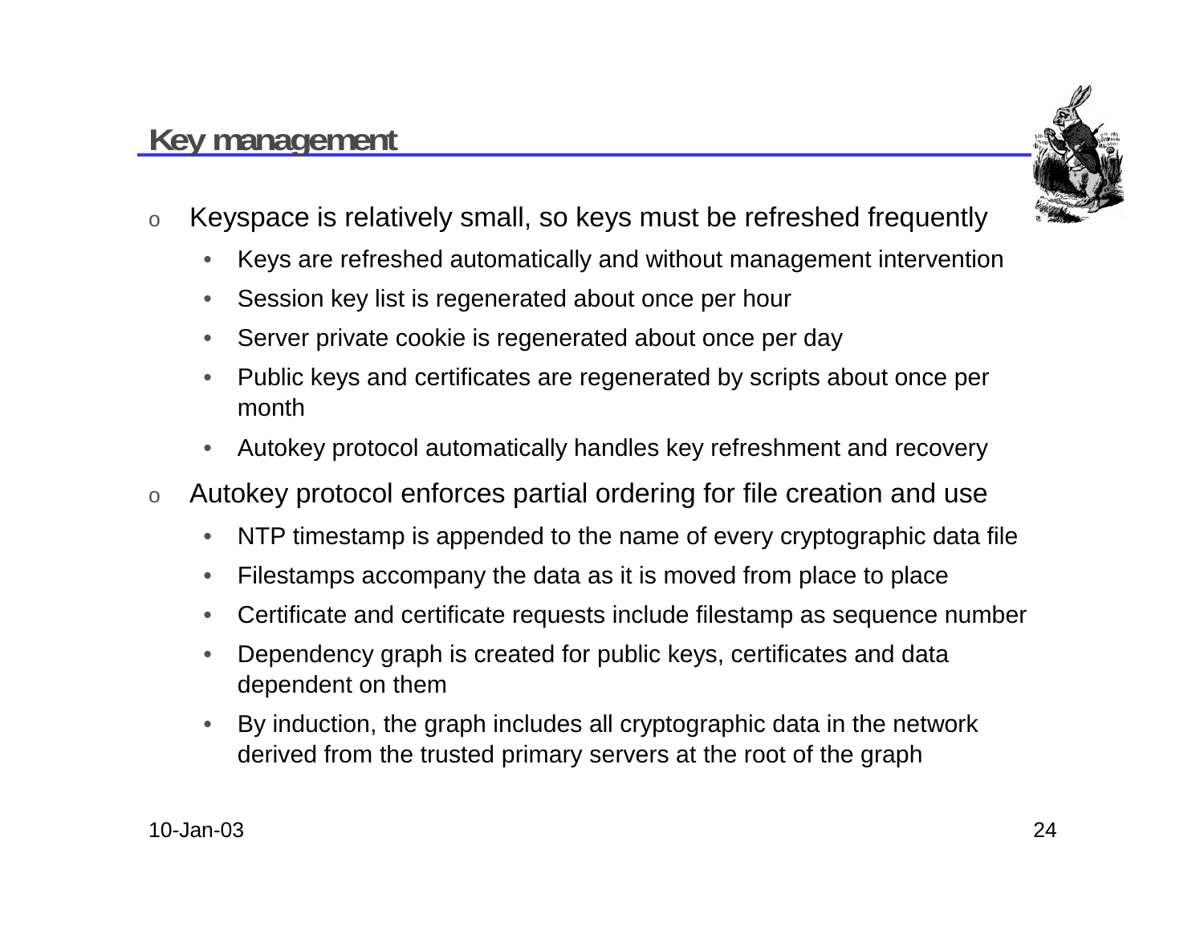## Key management

- Keyspace is relatively small, so keys must be refreshed frequently
  - Keys are refreshed automatically and without management intervention
  - Session key list is regenerated about once per hour
  - Server private cookie is regenerated about once per day
  - Public keys and certificates are regenerated by scripts about once per month
  - Autokey protocol automatically handles key refreshment and recovery
- Autokey protocol enforces partial ordering for file creation and use
  - NTP timestamp is appended to the name of every cryptographic data file
  - Filestamps accompany the data as it is moved from place to place
  - Certificate and certificate requests include filestamp as sequence number
  - Dependency graph is created for public keys, certificates and data dependent on them
  - By induction, the graph includes all cryptographic data in the network derived from the trusted primary servers at the root of the graph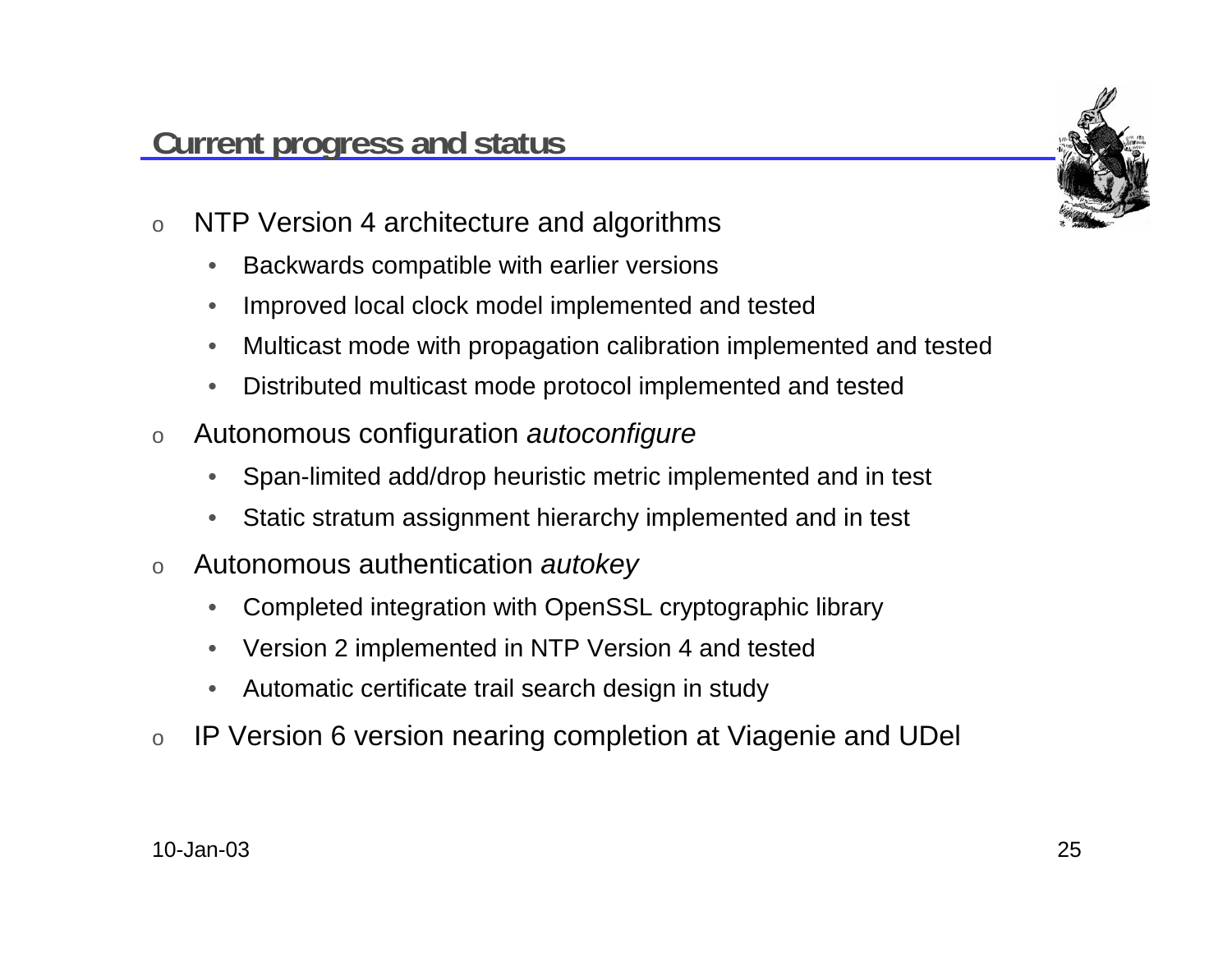## Current progress and status

- NTP Version 4 architecture and algorithms
  - Backwards compatible with earlier versions
  - Improved local clock model implemented and tested
  - Multicast mode with propagation calibration implemented and tested
  - Distributed multicast mode protocol implemented and tested
- Autonomous configuration *autoconfigure*
  - Span-limited add/drop heuristic metric implemented and in test
  - Static stratum assignment hierarchy implemented and in test
- Autonomous authentication *autokey*
  - Completed integration with OpenSSL cryptographic library
  - Version 2 implemented in NTP Version 4 and tested
  - Automatic certificate trail search design in study
- IP Version 6 version nearing completion at Viagenie and UDel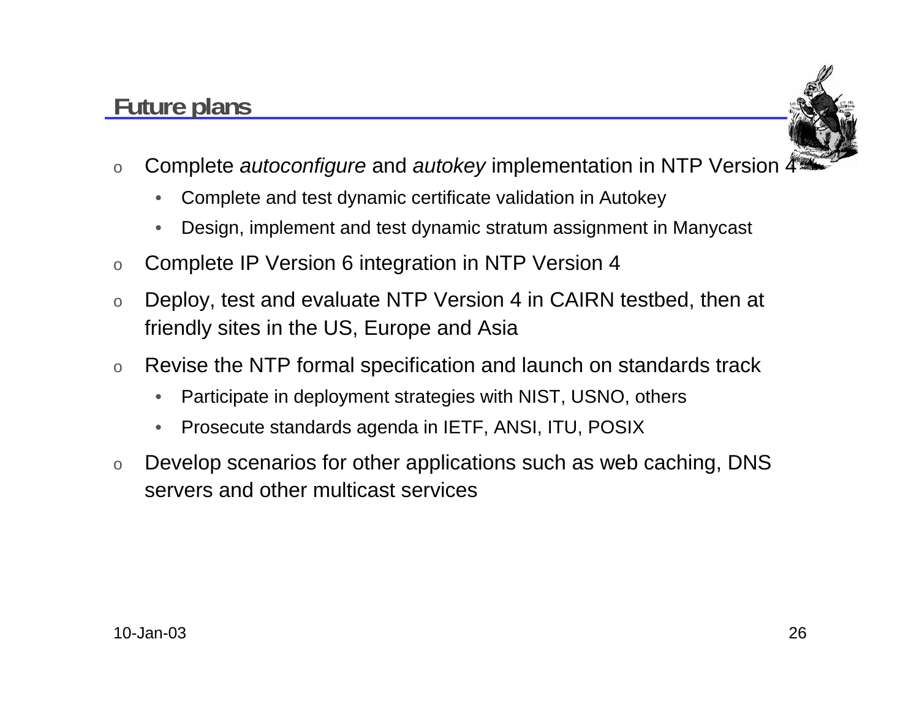## Future plans

- Complete *autoconfigure* and *autokey* implementation in NTP Version 4
  - Complete and test dynamic certificate validation in Autokey
  - Design, implement and test dynamic stratum assignment in Manycast
- Complete IP Version 6 integration in NTP Version 4
- Deploy, test and evaluate NTP Version 4 in CAIRN testbed, then at friendly sites in the US, Europe and Asia
- Revise the NTP formal specification and launch on standards track
  - Participate in deployment strategies with NIST, USNO, others
  - Prosecute standards agenda in IETF, ANSI, ITU, POSIX
- Develop scenarios for other applications such as web caching, DNS servers and other multicast services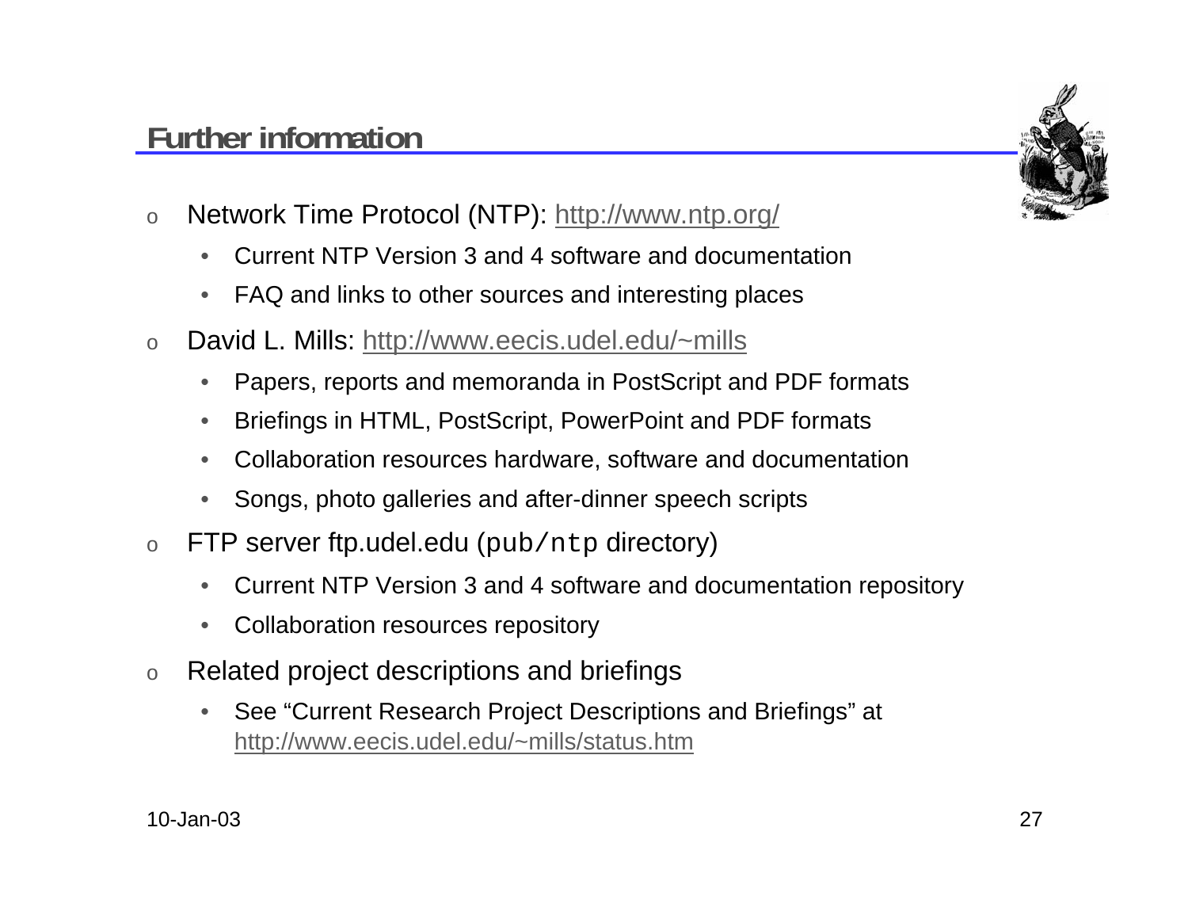## Further information

- Network Time Protocol (NTP): http://www.ntp.org/
  - Current NTP Version 3 and 4 software and documentation
  - FAQ and links to other sources and interesting places
- David L. Mills: http://www.eecis.udel.edu/~mills
  - Papers, reports and memoranda in PostScript and PDF formats
  - Briefings in HTML, PostScript, PowerPoint and PDF formats
  - Collaboration resources hardware, software and documentation
  - Songs, photo galleries and after-dinner speech scripts
- FTP server ftp.udel.edu (`pub/ntp` directory)
  - Current NTP Version 3 and 4 software and documentation repository
  - Collaboration resources repository
- Related project descriptions and briefings
  - See "Current Research Project Descriptions and Briefings" at http://www.eecis.udel.edu/~mills/status.htm

10-Jan-03